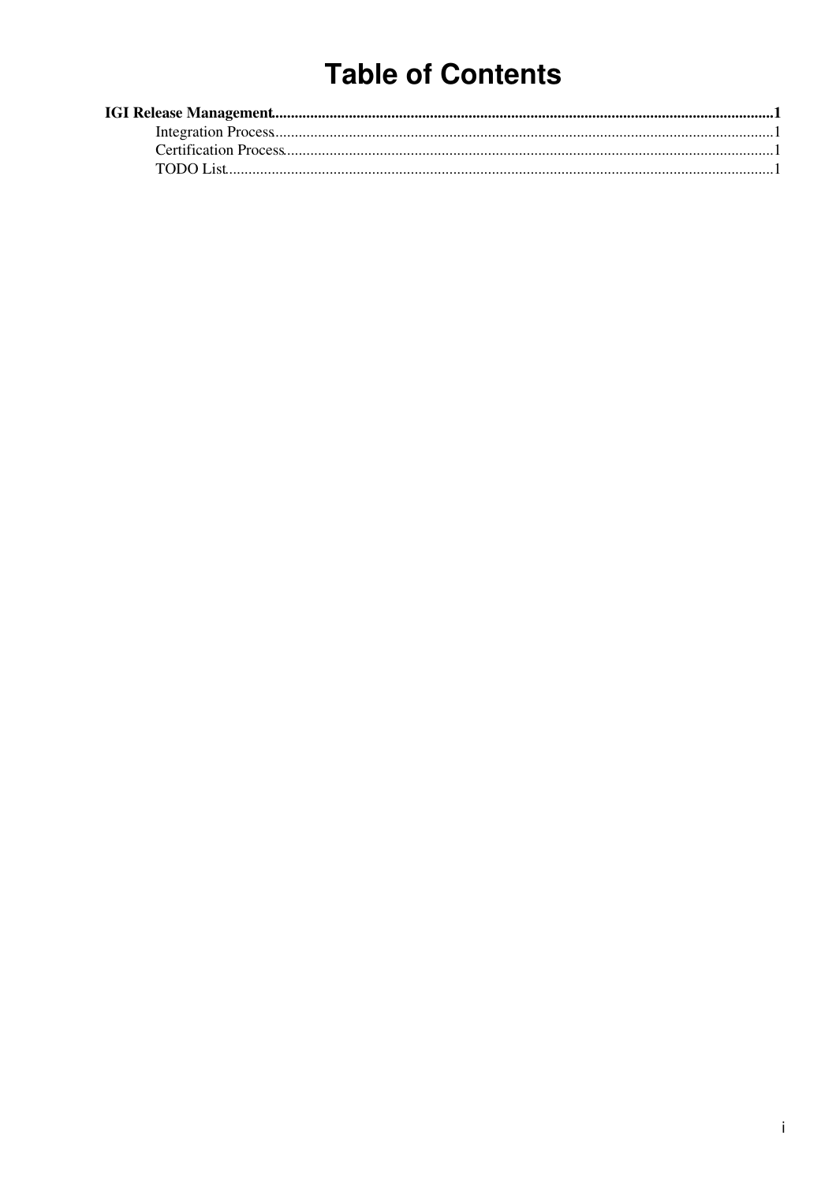# Table of Contents

**IGI Release Management**......................................................................................................................................**1**

- Integration Process......................................................................................................................................1
- Certification Process....................................................................................................................................1
- TODO List......................................................................................................................................................1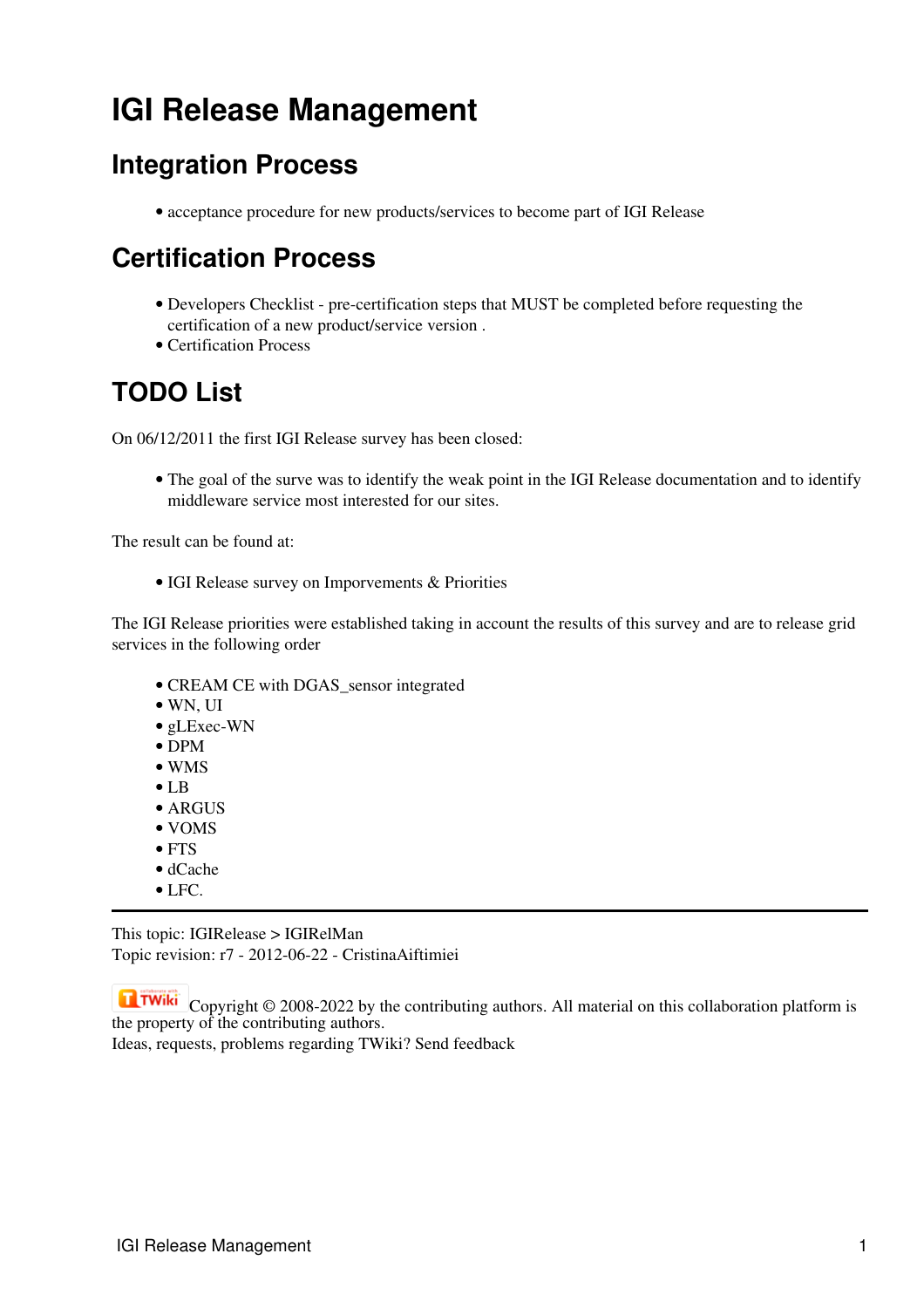# IGI Release Management

## Integration Process

- acceptance procedure for new products/services to become part of IGI Release

## Certification Process

- Developers Checklist - pre-certification steps that MUST be completed before requesting the certification of a new product/service version .
- Certification Process

## TODO List

On 06/12/2011 the first IGI Release survey has been closed:

- The goal of the surve was to identify the weak point in the IGI Release documentation and to identify middleware service most interested for our sites.

The result can be found at:

- IGI Release survey on Imporvements & Priorities

The IGI Release priorities were established taking in account the results of this survey and are to release grid services in the following order

- CREAM CE with DGAS_sensor integrated
- WN, UI
- gLExec-WN
- DPM
- WMS
- LB
- ARGUS
- VOMS
- FTS
- dCache
- LFC.

---

This topic: IGIRelease > IGIRelMan
Topic revision: r7 - 2012-06-22 - CristinaAiftimiei

Copyright © 2008-2022 by the contributing authors. All material on this collaboration platform is the property of the contributing authors.
Ideas, requests, problems regarding TWiki? Send feedback